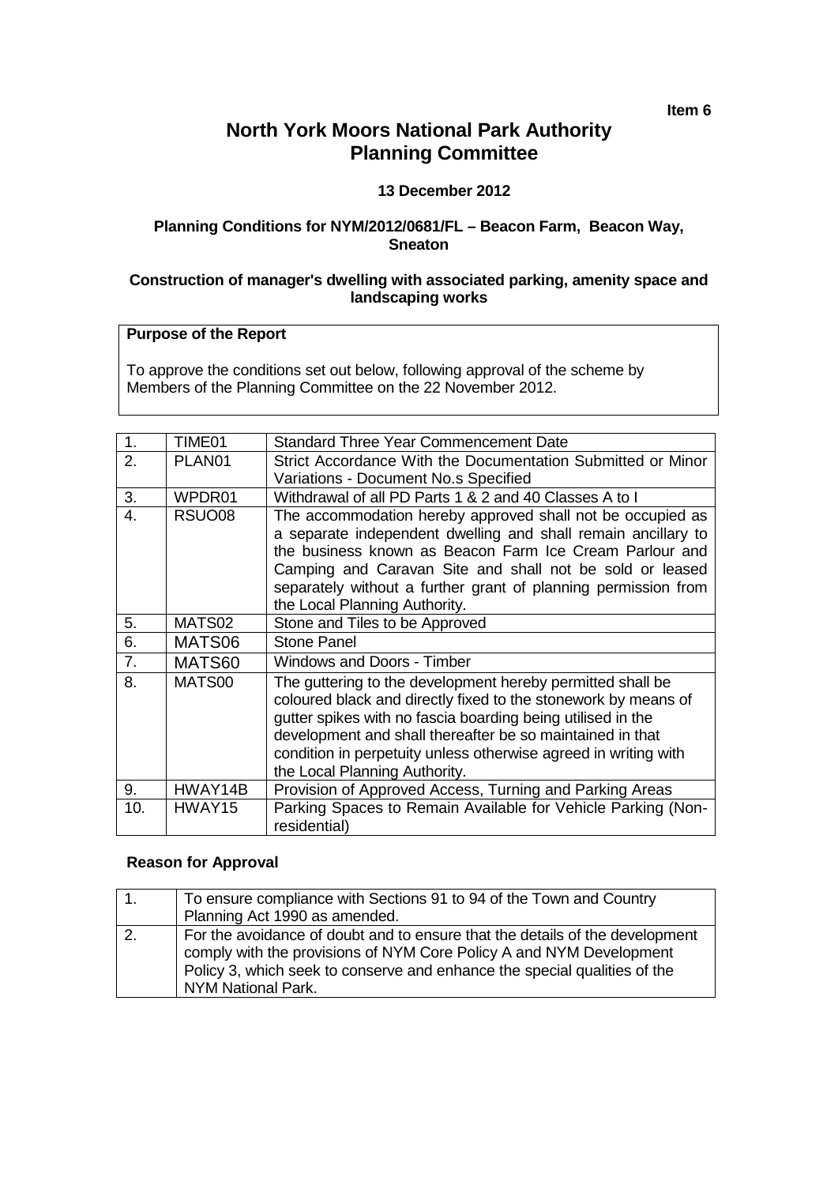**Item 6**

# North York Moors National Park Authority Planning Committee

**13 December 2012**

### Planning Conditions for NYM/2012/0681/FL – Beacon Farm, Beacon Way, Sneaton

### Construction of manager's dwelling with associated parking, amenity space and landscaping works

| **Purpose of the Report** |
| --- |
| To approve the conditions set out below, following approval of the scheme by Members of the Planning Committee on the 22 November 2012. |

| | | |
| --- | --- | --- |
| 1. | TIME01 | Standard Three Year Commencement Date |
| 2. | PLAN01 | Strict Accordance With the Documentation Submitted or Minor Variations - Document No.s Specified |
| 3. | WPDR01 | Withdrawal of all PD Parts 1 & 2 and 40 Classes A to I |
| 4. | RSUO08 | The accommodation hereby approved shall not be occupied as a separate independent dwelling and shall remain ancillary to the business known as Beacon Farm Ice Cream Parlour and Camping and Caravan Site and shall not be sold or leased separately without a further grant of planning permission from the Local Planning Authority. |
| 5. | MATS02 | Stone and Tiles to be Approved |
| 6. | MATS06 | Stone Panel |
| 7. | MATS60 | Windows and Doors - Timber |
| 8. | MATS00 | The guttering to the development hereby permitted shall be coloured black and directly fixed to the stonework by means of gutter spikes with no fascia boarding being utilised in the development and shall thereafter be so maintained in that condition in perpetuity unless otherwise agreed in writing with the Local Planning Authority. |
| 9. | HWAY14B | Provision of Approved Access, Turning and Parking Areas |
| 10. | HWAY15 | Parking Spaces to Remain Available for Vehicle Parking (Non-residential) |

### Reason for Approval

| | |
| --- | --- |
| 1. | To ensure compliance with Sections 91 to 94 of the Town and Country Planning Act 1990 as amended. |
| 2. | For the avoidance of doubt and to ensure that the details of the development comply with the provisions of NYM Core Policy A and NYM Development Policy 3, which seek to conserve and enhance the special qualities of the NYM National Park. |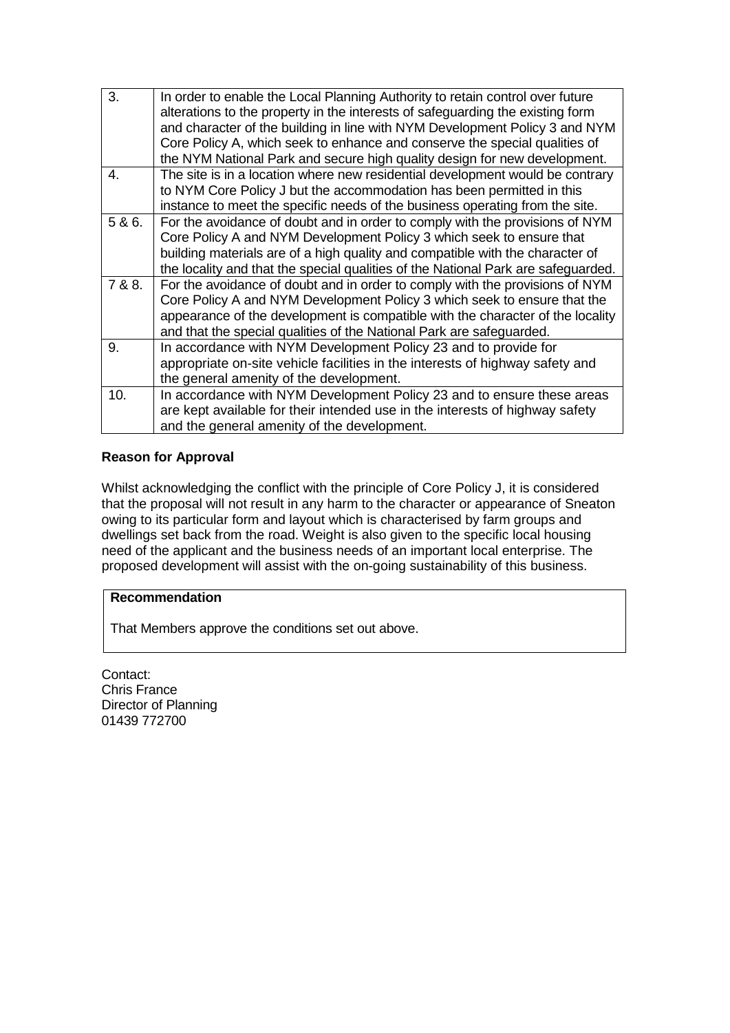| | |
|---|---|
| 3. | In order to enable the Local Planning Authority to retain control over future alterations to the property in the interests of safeguarding the existing form and character of the building in line with NYM Development Policy 3 and NYM Core Policy A, which seek to enhance and conserve the special qualities of the NYM National Park and secure high quality design for new development. |
| 4. | The site is in a location where new residential development would be contrary to NYM Core Policy J but the accommodation has been permitted in this instance to meet the specific needs of the business operating from the site. |
| 5 & 6. | For the avoidance of doubt and in order to comply with the provisions of NYM Core Policy A and NYM Development Policy 3 which seek to ensure that building materials are of a high quality and compatible with the character of the locality and that the special qualities of the National Park are safeguarded. |
| 7 & 8. | For the avoidance of doubt and in order to comply with the provisions of NYM Core Policy A and NYM Development Policy 3 which seek to ensure that the appearance of the development is compatible with the character of the locality and that the special qualities of the National Park are safeguarded. |
| 9. | In accordance with NYM Development Policy 23 and to provide for appropriate on-site vehicle facilities in the interests of highway safety and the general amenity of the development. |
| 10. | In accordance with NYM Development Policy 23 and to ensure these areas are kept available for their intended use in the interests of highway safety and the general amenity of the development. |

**Reason for Approval**

Whilst acknowledging the conflict with the principle of Core Policy J, it is considered that the proposal will not result in any harm to the character or appearance of Sneaton owing to its particular form and layout which is characterised by farm groups and dwellings set back from the road. Weight is also given to the specific local housing need of the applicant and the business needs of an important local enterprise. The proposed development will assist with the on-going sustainability of this business.

**Recommendation**

That Members approve the conditions set out above.

Contact:
Chris France
Director of Planning
01439 772700